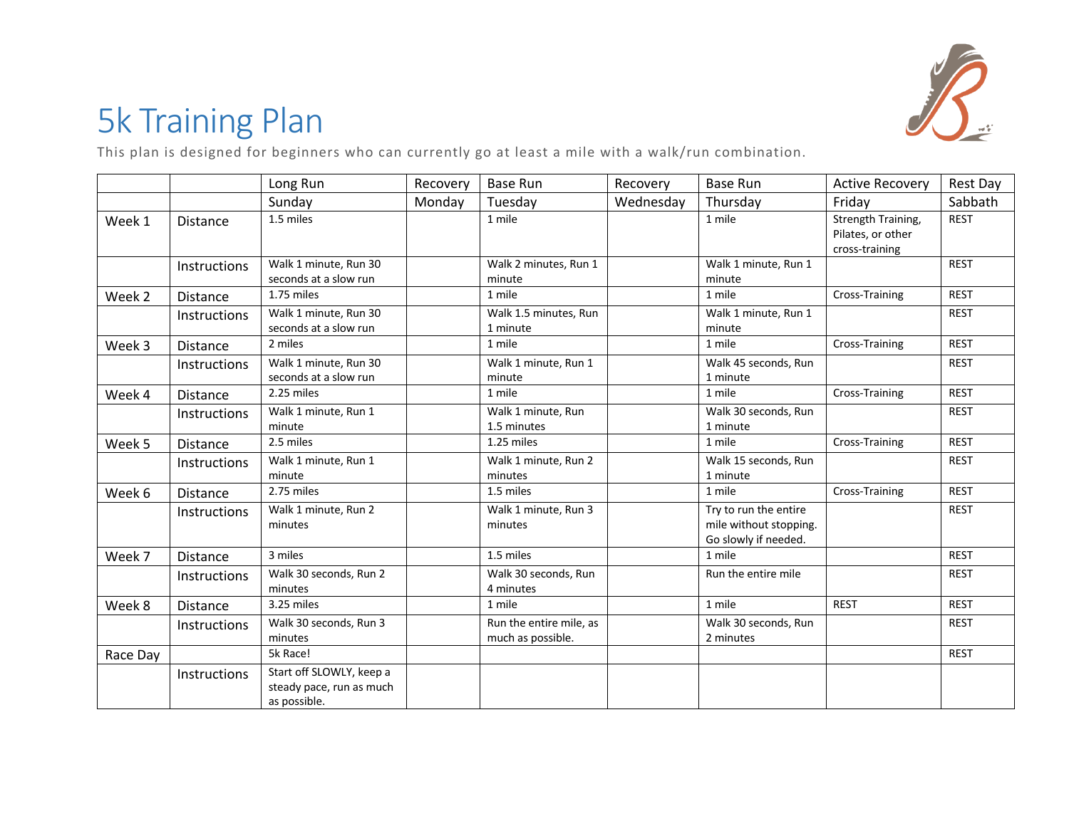# 5k Training Plan

This plan is designed for beginners who can currently go at least a mile with a walk/run combination.

| | | Long Run | Recovery | Base Run | Recovery | Base Run | Active Recovery | Rest Day |
|---|---|---|---|---|---|---|---|---|
| | | Sunday | Monday | Tuesday | Wednesday | Thursday | Friday | Sabbath |
| Week 1 | Distance | 1.5 miles | | 1 mile | | 1 mile | Strength Training, Pilates, or other cross-training | REST |
| | Instructions | Walk 1 minute, Run 30 seconds at a slow run | | Walk 2 minutes, Run 1 minute | | Walk 1 minute, Run 1 minute | | REST |
| Week 2 | Distance | 1.75 miles | | 1 mile | | 1 mile | Cross-Training | REST |
| | Instructions | Walk 1 minute, Run 30 seconds at a slow run | | Walk 1.5 minutes, Run 1 minute | | Walk 1 minute, Run 1 minute | | REST |
| Week 3 | Distance | 2 miles | | 1 mile | | 1 mile | Cross-Training | REST |
| | Instructions | Walk 1 minute, Run 30 seconds at a slow run | | Walk 1 minute, Run 1 minute | | Walk 45 seconds, Run 1 minute | | REST |
| Week 4 | Distance | 2.25 miles | | 1 mile | | 1 mile | Cross-Training | REST |
| | Instructions | Walk 1 minute, Run 1 minute | | Walk 1 minute, Run 1.5 minutes | | Walk 30 seconds, Run 1 minute | | REST |
| Week 5 | Distance | 2.5 miles | | 1.25 miles | | 1 mile | Cross-Training | REST |
| | Instructions | Walk 1 minute, Run 1 minute | | Walk 1 minute, Run 2 minutes | | Walk 15 seconds, Run 1 minute | | REST |
| Week 6 | Distance | 2.75 miles | | 1.5 miles | | 1 mile | Cross-Training | REST |
| | Instructions | Walk 1 minute, Run 2 minutes | | Walk 1 minute, Run 3 minutes | | Try to run the entire mile without stopping. Go slowly if needed. | | REST |
| Week 7 | Distance | 3 miles | | 1.5 miles | | 1 mile | | REST |
| | Instructions | Walk 30 seconds, Run 2 minutes | | Walk 30 seconds, Run 4 minutes | | Run the entire mile | | REST |
| Week 8 | Distance | 3.25 miles | | 1 mile | | 1 mile | REST | REST |
| | Instructions | Walk 30 seconds, Run 3 minutes | | Run the entire mile, as much as possible. | | Walk 30 seconds, Run 2 minutes | | REST |
| Race Day | | 5k Race! | | | | | | REST |
| | Instructions | Start off SLOWLY, keep a steady pace, run as much as possible. | | | | | | |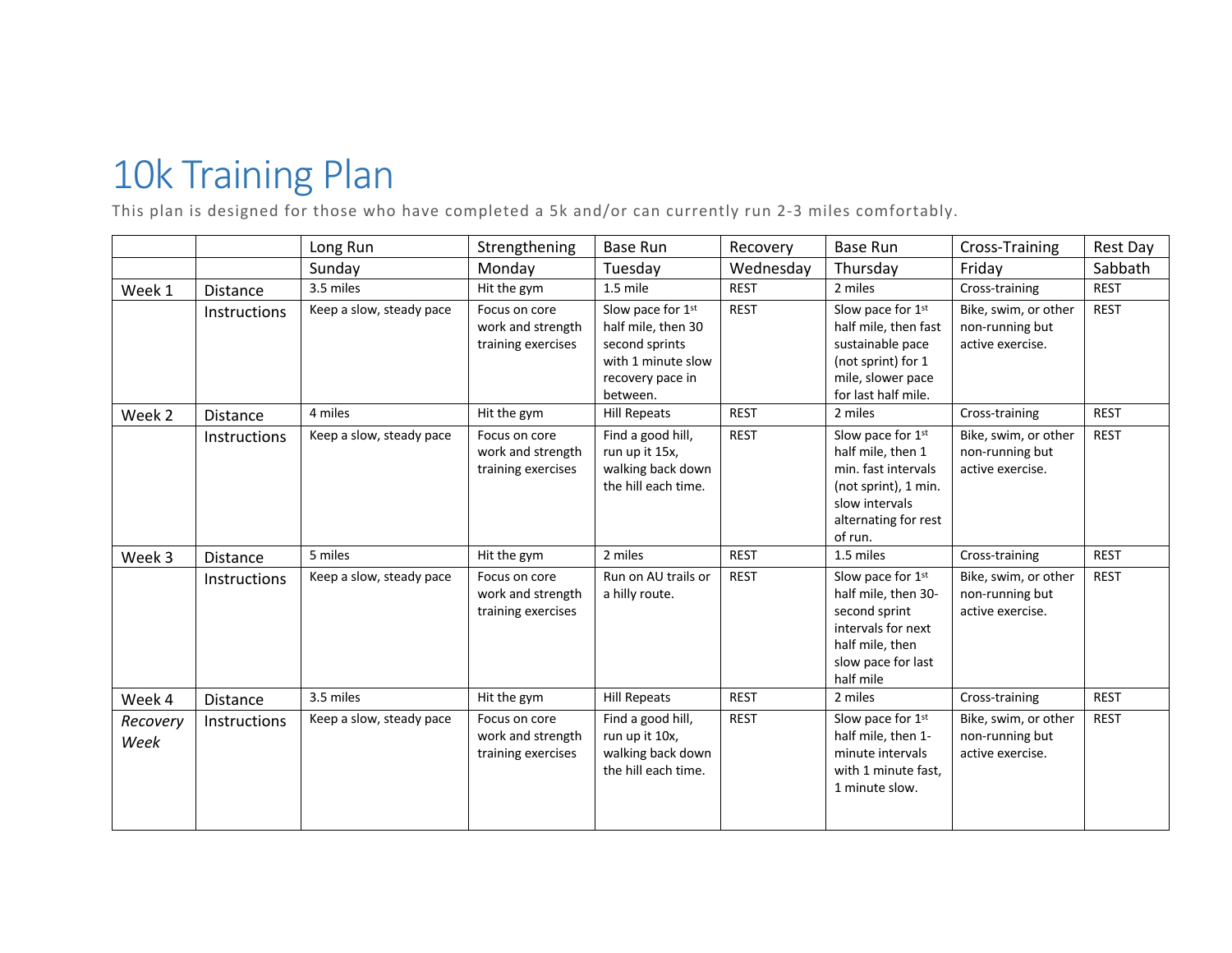# 10k Training Plan

This plan is designed for those who have completed a 5k and/or can currently run 2-3 miles comfortably.

| | | Long Run | Strengthening | Base Run | Recovery | Base Run | Cross-Training | Rest Day |
|---|---|---|---|---|---|---|---|---|
| | | Sunday | Monday | Tuesday | Wednesday | Thursday | Friday | Sabbath |
| Week 1 | Distance | 3.5 miles | Hit the gym | 1.5 mile | REST | 2 miles | Cross-training | REST |
| | Instructions | Keep a slow, steady pace | Focus on core work and strength training exercises | Slow pace for 1st half mile, then 30 second sprints with 1 minute slow recovery pace in between. | REST | Slow pace for 1st half mile, then fast sustainable pace (not sprint) for 1 mile, slower pace for last half mile. | Bike, swim, or other non-running but active exercise. | REST |
| Week 2 | Distance | 4 miles | Hit the gym | Hill Repeats | REST | 2 miles | Cross-training | REST |
| | Instructions | Keep a slow, steady pace | Focus on core work and strength training exercises | Find a good hill, run up it 15x, walking back down the hill each time. | REST | Slow pace for 1st half mile, then 1 min. fast intervals (not sprint), 1 min. slow intervals alternating for rest of run. | Bike, swim, or other non-running but active exercise. | REST |
| Week 3 | Distance | 5 miles | Hit the gym | 2 miles | REST | 1.5 miles | Cross-training | REST |
| | Instructions | Keep a slow, steady pace | Focus on core work and strength training exercises | Run on AU trails or a hilly route. | REST | Slow pace for 1st half mile, then 30-second sprint intervals for next half mile, then slow pace for last half mile | Bike, swim, or other non-running but active exercise. | REST |
| Week 4 | Distance | 3.5 miles | Hit the gym | Hill Repeats | REST | 2 miles | Cross-training | REST |
| *Recovery Week* | Instructions | Keep a slow, steady pace | Focus on core work and strength training exercises | Find a good hill, run up it 10x, walking back down the hill each time. | REST | Slow pace for 1st half mile, then 1-minute intervals with 1 minute fast, 1 minute slow. | Bike, swim, or other non-running but active exercise. | REST |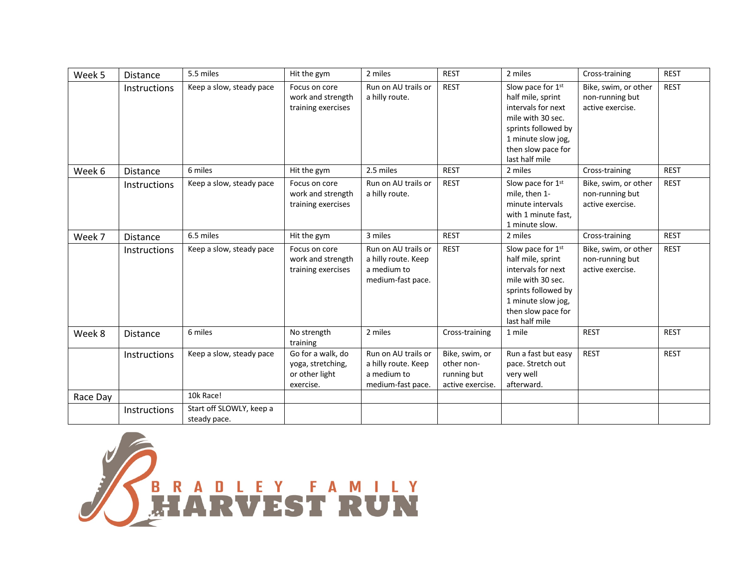| | | | | | | | | |
|---|---|---|---|---|---|---|---|---|
| Week 5 | Distance | 5.5 miles | Hit the gym | 2 miles | REST | 2 miles | Cross-training | REST |
| | Instructions | Keep a slow, steady pace | Focus on core work and strength training exercises | Run on AU trails or a hilly route. | REST | Slow pace for 1st half mile, sprint intervals for next mile with 30 sec. sprints followed by 1 minute slow jog, then slow pace for last half mile | Bike, swim, or other non-running but active exercise. | REST |
| Week 6 | Distance | 6 miles | Hit the gym | 2.5 miles | REST | 2 miles | Cross-training | REST |
| | Instructions | Keep a slow, steady pace | Focus on core work and strength training exercises | Run on AU trails or a hilly route. | REST | Slow pace for 1st mile, then 1-minute intervals with 1 minute fast, 1 minute slow. | Bike, swim, or other non-running but active exercise. | REST |
| Week 7 | Distance | 6.5 miles | Hit the gym | 3 miles | REST | 2 miles | Cross-training | REST |
| | Instructions | Keep a slow, steady pace | Focus on core work and strength training exercises | Run on AU trails or a hilly route. Keep a medium to medium-fast pace. | REST | Slow pace for 1st half mile, sprint intervals for next mile with 30 sec. sprints followed by 1 minute slow jog, then slow pace for last half mile | Bike, swim, or other non-running but active exercise. | REST |
| Week 8 | Distance | 6 miles | No strength training | 2 miles | Cross-training | 1 mile | REST | REST |
| | Instructions | Keep a slow, steady pace | Go for a walk, do yoga, stretching, or other light exercise. | Run on AU trails or a hilly route. Keep a medium to medium-fast pace. | Bike, swim, or other non-running but active exercise. | Run a fast but easy pace. Stretch out very well afterward. | REST | REST |
| Race Day | | 10k Race! | | | | | | |
| | Instructions | Start off SLOWLY, keep a steady pace. | | | | | | |

BRADLEY FAMILY HARVEST RUN